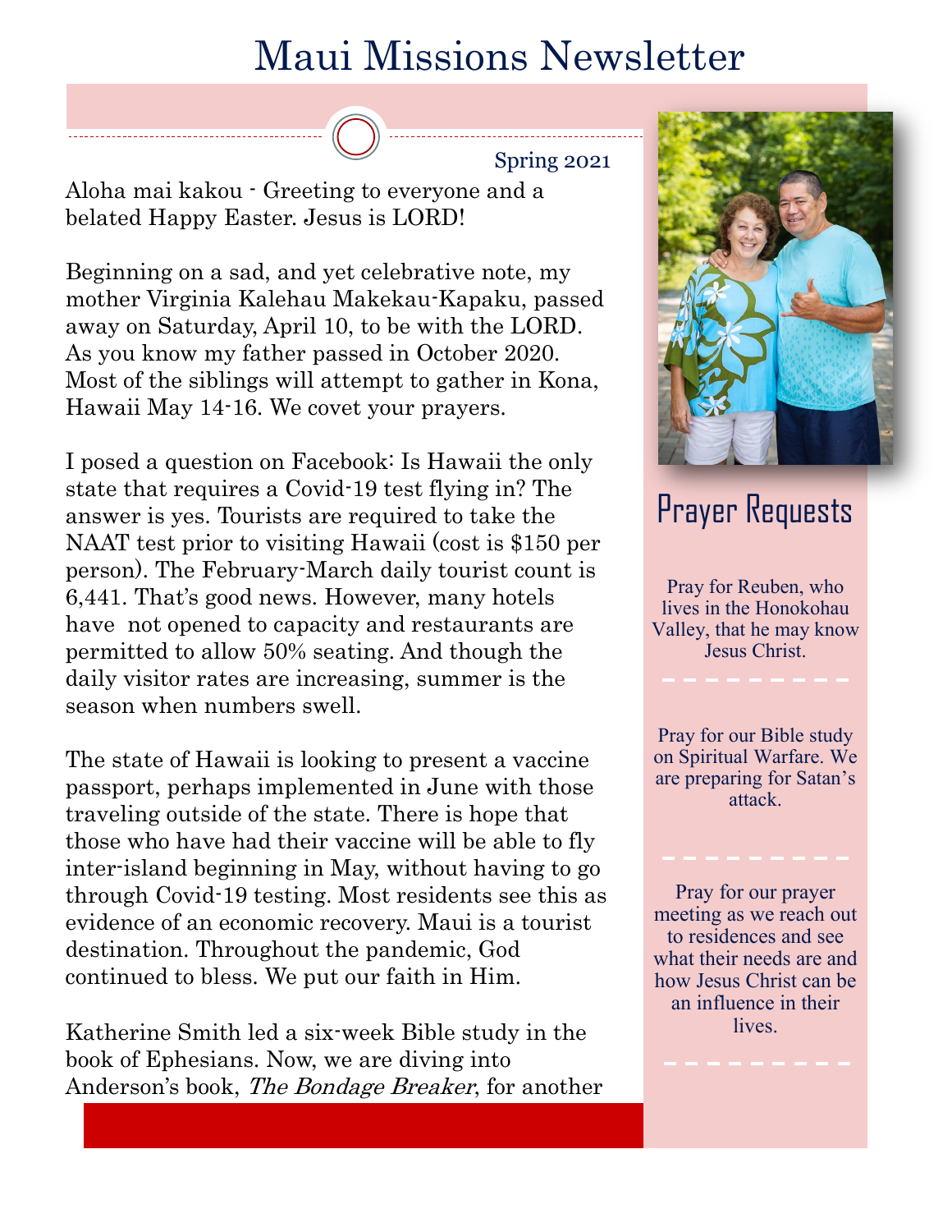# Maui Missions Newsletter

Spring 2021

Aloha mai kakou - Greeting to everyone and a belated Happy Easter. Jesus is LORD!

Beginning on a sad, and yet celebrative note, my mother Virginia Kalehau Makekau-Kapaku, passed away on Saturday, April 10, to be with the LORD. As you know my father passed in October 2020. Most of the siblings will attempt to gather in Kona, Hawaii May 14-16. We covet your prayers.

I posed a question on Facebook: Is Hawaii the only state that requires a Covid-19 test flying in? The answer is yes. Tourists are required to take the NAAT test prior to visiting Hawaii (cost is $150 per person). The February-March daily tourist count is 6,441. That's good news. However, many hotels have not opened to capacity and restaurants are permitted to allow 50% seating. And though the daily visitor rates are increasing, summer is the season when numbers swell.

The state of Hawaii is looking to present a vaccine passport, perhaps implemented in June with those traveling outside of the state. There is hope that those who have had their vaccine will be able to fly inter-island beginning in May, without having to go through Covid-19 testing. Most residents see this as evidence of an economic recovery. Maui is a tourist destination. Throughout the pandemic, God continued to bless. We put our faith in Him.

Katherine Smith led a six-week Bible study in the book of Ephesians. Now, we are diving into Anderson's book, *The Bondage Breaker*, for another

## Prayer Requests

Pray for Reuben, who lives in the Honokohau Valley, that he may know Jesus Christ.

Pray for our Bible study on Spiritual Warfare. We are preparing for Satan's attack.

Pray for our prayer meeting as we reach out to residences and see what their needs are and how Jesus Christ can be an influence in their lives.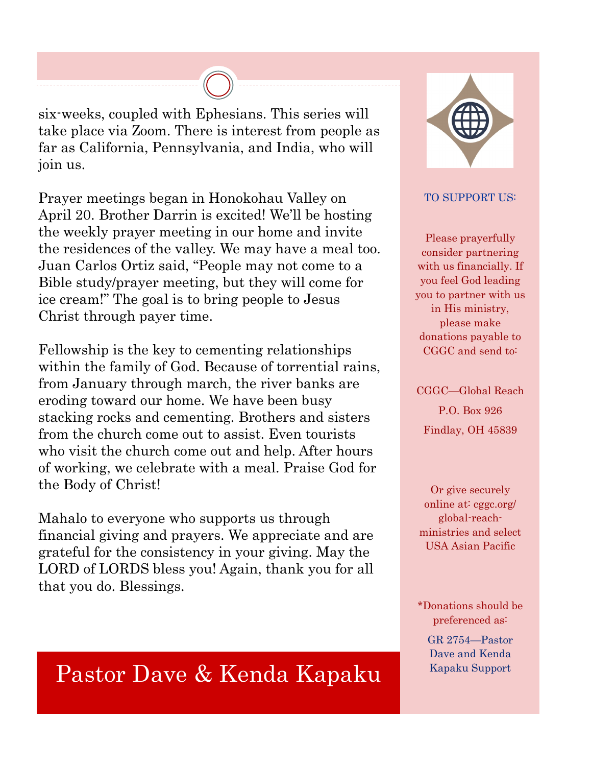six-weeks, coupled with Ephesians. This series will take place via Zoom. There is interest from people as far as California, Pennsylvania, and India, who will join us.

Prayer meetings began in Honokohau Valley on April 20. Brother Darrin is excited! We'll be hosting the weekly prayer meeting in our home and invite the residences of the valley. We may have a meal too. Juan Carlos Ortiz said, "People may not come to a Bible study/prayer meeting, but they will come for ice cream!" The goal is to bring people to Jesus Christ through payer time.

Fellowship is the key to cementing relationships within the family of God. Because of torrential rains, from January through march, the river banks are eroding toward our home. We have been busy stacking rocks and cementing. Brothers and sisters from the church come out to assist. Even tourists who visit the church come out and help. After hours of working, we celebrate with a meal. Praise God for the Body of Christ!

Mahalo to everyone who supports us through financial giving and prayers. We appreciate and are grateful for the consistency in your giving. May the LORD of LORDS bless you! Again, thank you for all that you do. Blessings.

## Pastor Dave & Kenda Kapaku

TO SUPPORT US:

Please prayerfully consider partnering with us financially. If you feel God leading you to partner with us in His ministry, please make donations payable to CGGC and send to:

CGGC—Global Reach
P.O. Box 926
Findlay, OH 45839

Or give securely online at: cggc.org/global-reach-ministries and select USA Asian Pacific

*Donations should be preferenced as:

GR 2754—Pastor Dave and Kenda Kapaku Support